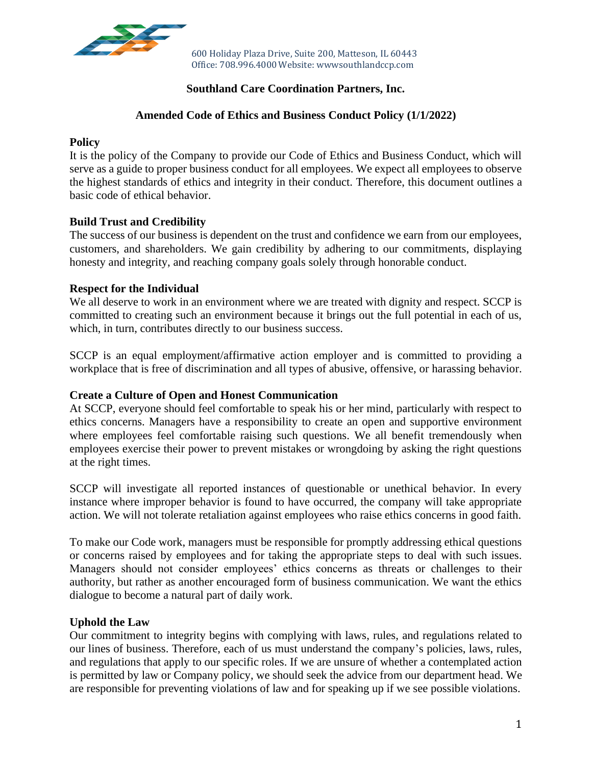600 Holiday Plaza Drive, Suite 200, Matteson, IL 60443
Office: 708.996.4000 Website: wwwsouthlandccp.com

**Southland Care Coordination Partners, Inc.**

**Amended Code of Ethics and Business Conduct Policy (1/1/2022)**

**Policy**

It is the policy of the Company to provide our Code of Ethics and Business Conduct, which will serve as a guide to proper business conduct for all employees. We expect all employees to observe the highest standards of ethics and integrity in their conduct. Therefore, this document outlines a basic code of ethical behavior.

**Build Trust and Credibility**

The success of our business is dependent on the trust and confidence we earn from our employees, customers, and shareholders. We gain credibility by adhering to our commitments, displaying honesty and integrity, and reaching company goals solely through honorable conduct.

**Respect for the Individual**

We all deserve to work in an environment where we are treated with dignity and respect. SCCP is committed to creating such an environment because it brings out the full potential in each of us, which, in turn, contributes directly to our business success.

SCCP is an equal employment/affirmative action employer and is committed to providing a workplace that is free of discrimination and all types of abusive, offensive, or harassing behavior.

**Create a Culture of Open and Honest Communication**

At SCCP, everyone should feel comfortable to speak his or her mind, particularly with respect to ethics concerns. Managers have a responsibility to create an open and supportive environment where employees feel comfortable raising such questions. We all benefit tremendously when employees exercise their power to prevent mistakes or wrongdoing by asking the right questions at the right times.

SCCP will investigate all reported instances of questionable or unethical behavior. In every instance where improper behavior is found to have occurred, the company will take appropriate action. We will not tolerate retaliation against employees who raise ethics concerns in good faith.

To make our Code work, managers must be responsible for promptly addressing ethical questions or concerns raised by employees and for taking the appropriate steps to deal with such issues. Managers should not consider employees' ethics concerns as threats or challenges to their authority, but rather as another encouraged form of business communication. We want the ethics dialogue to become a natural part of daily work.

**Uphold the Law**

Our commitment to integrity begins with complying with laws, rules, and regulations related to our lines of business. Therefore, each of us must understand the company's policies, laws, rules, and regulations that apply to our specific roles. If we are unsure of whether a contemplated action is permitted by law or Company policy, we should seek the advice from our department head. We are responsible for preventing violations of law and for speaking up if we see possible violations.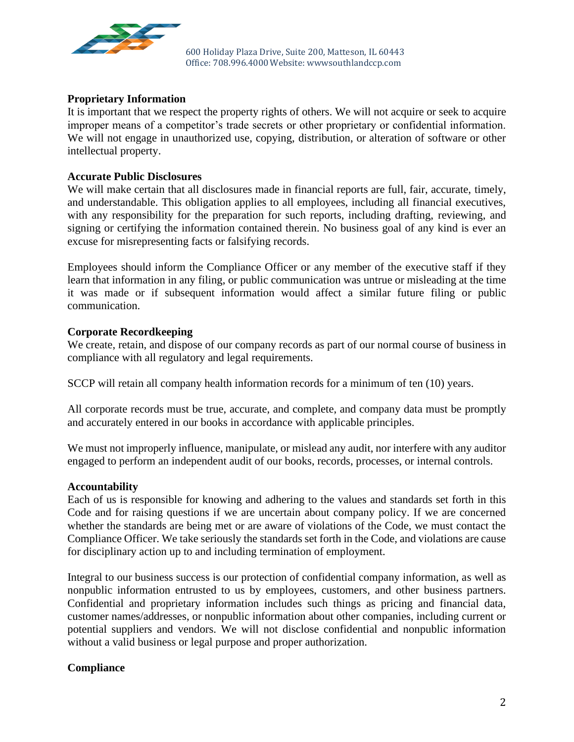**Proprietary Information**

It is important that we respect the property rights of others. We will not acquire or seek to acquire improper means of a competitor's trade secrets or other proprietary or confidential information. We will not engage in unauthorized use, copying, distribution, or alteration of software or other intellectual property.

**Accurate Public Disclosures**

We will make certain that all disclosures made in financial reports are full, fair, accurate, timely, and understandable. This obligation applies to all employees, including all financial executives, with any responsibility for the preparation for such reports, including drafting, reviewing, and signing or certifying the information contained therein. No business goal of any kind is ever an excuse for misrepresenting facts or falsifying records.

Employees should inform the Compliance Officer or any member of the executive staff if they learn that information in any filing, or public communication was untrue or misleading at the time it was made or if subsequent information would affect a similar future filing or public communication.

**Corporate Recordkeeping**

We create, retain, and dispose of our company records as part of our normal course of business in compliance with all regulatory and legal requirements.

SCCP will retain all company health information records for a minimum of ten (10) years.

All corporate records must be true, accurate, and complete, and company data must be promptly and accurately entered in our books in accordance with applicable principles.

We must not improperly influence, manipulate, or mislead any audit, nor interfere with any auditor engaged to perform an independent audit of our books, records, processes, or internal controls.

**Accountability**

Each of us is responsible for knowing and adhering to the values and standards set forth in this Code and for raising questions if we are uncertain about company policy. If we are concerned whether the standards are being met or are aware of violations of the Code, we must contact the Compliance Officer. We take seriously the standards set forth in the Code, and violations are cause for disciplinary action up to and including termination of employment.

Integral to our business success is our protection of confidential company information, as well as nonpublic information entrusted to us by employees, customers, and other business partners. Confidential and proprietary information includes such things as pricing and financial data, customer names/addresses, or nonpublic information about other companies, including current or potential suppliers and vendors. We will not disclose confidential and nonpublic information without a valid business or legal purpose and proper authorization.

**Compliance**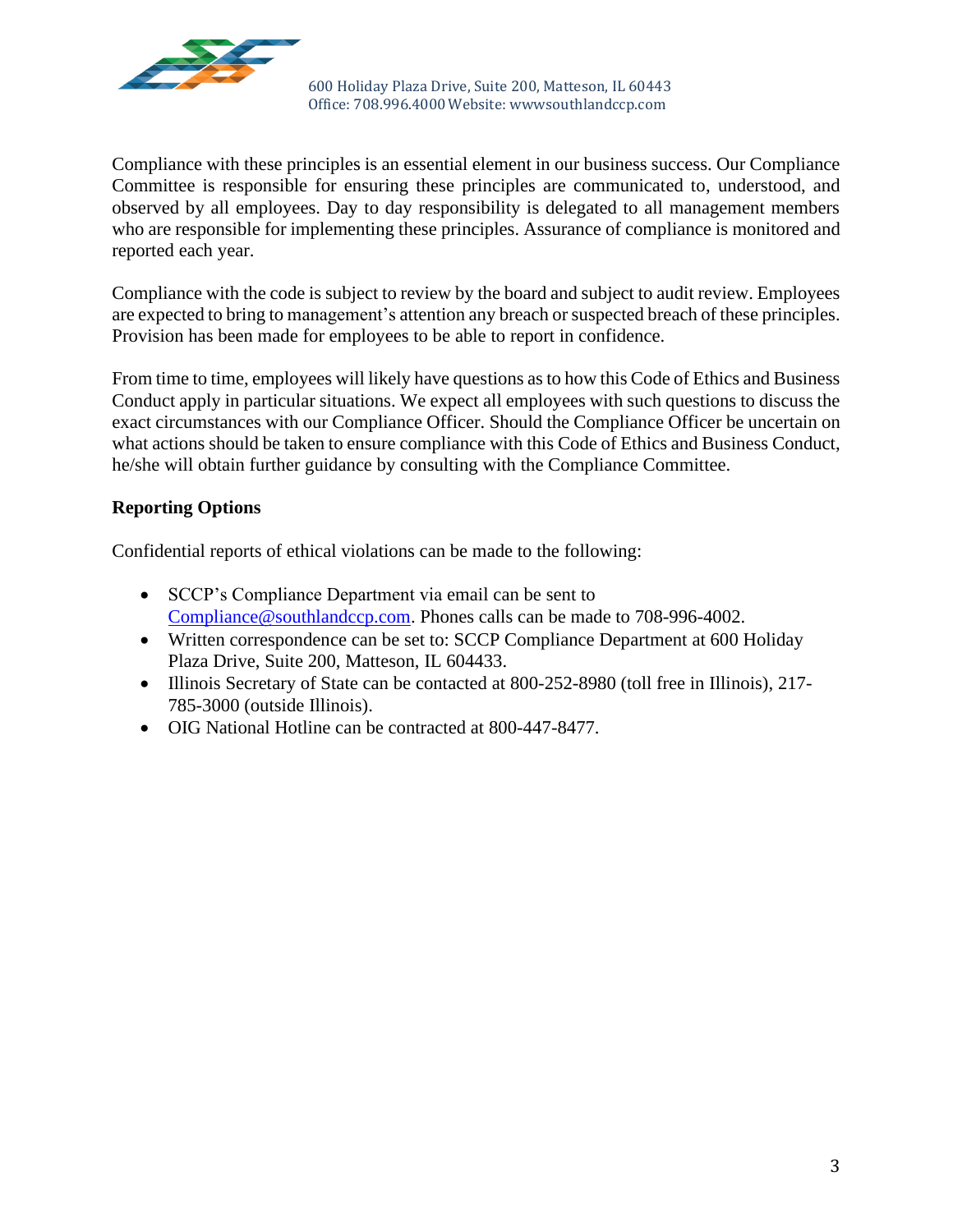Compliance with these principles is an essential element in our business success. Our Compliance Committee is responsible for ensuring these principles are communicated to, understood, and observed by all employees. Day to day responsibility is delegated to all management members who are responsible for implementing these principles. Assurance of compliance is monitored and reported each year.

Compliance with the code is subject to review by the board and subject to audit review. Employees are expected to bring to management's attention any breach or suspected breach of these principles. Provision has been made for employees to be able to report in confidence.

From time to time, employees will likely have questions as to how this Code of Ethics and Business Conduct apply in particular situations. We expect all employees with such questions to discuss the exact circumstances with our Compliance Officer. Should the Compliance Officer be uncertain on what actions should be taken to ensure compliance with this Code of Ethics and Business Conduct, he/she will obtain further guidance by consulting with the Compliance Committee.

**Reporting Options**

Confidential reports of ethical violations can be made to the following:

- SCCP's Compliance Department via email can be sent to Compliance@southlandccp.com. Phones calls can be made to 708-996-4002.
- Written correspondence can be set to: SCCP Compliance Department at 600 Holiday Plaza Drive, Suite 200, Matteson, IL 604433.
- Illinois Secretary of State can be contacted at 800-252-8980 (toll free in Illinois), 217-785-3000 (outside Illinois).
- OIG National Hotline can be contracted at 800-447-8477.